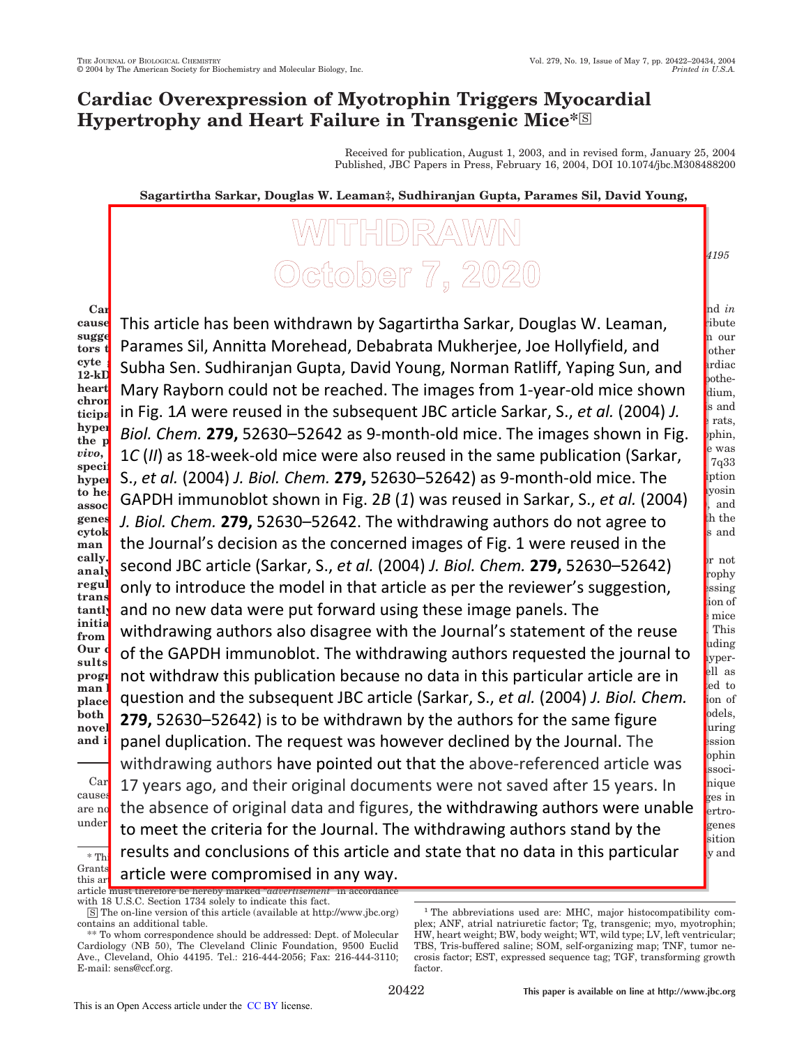# Cardiac Overexpression of Myotrophin Triggers Myocardial Hypertrophy and Heart Failure in Transgenic Mice*

Received for publication, August 1, 2003, and in revised form, January 25, 2004
Published, JBC Papers in Press, February 16, 2004, DOI 10.1074/jbc.M308488200

**Sagartirtha Sarkar, Douglas W. Leaman‡, Sudhiranjan Gupta, Parames Sil, David Young,**

**WITHDRAWN**

**October 7, 2020**

This article has been withdrawn by Sagartirtha Sarkar, Douglas W. Leaman, Parames Sil, Annitta Morehead, Debabrata Mukherjee, Joe Hollyfield, and Subha Sen. Sudhiranjan Gupta, David Young, Norman Ratliff, Yaping Sun, and Mary Rayborn could not be reached. The images from 1-year-old mice shown in Fig. 1*A* were reused in the subsequent JBC article Sarkar, S., *et al.* (2004) *J. Biol. Chem.* **279,** 52630–52642 as 9-month-old mice. The images shown in Fig. 1*C* (*II*) as 18-week-old mice were also reused in the same publication (Sarkar, S., *et al.* (2004) *J. Biol. Chem.* **279,** 52630–52642) as 9-month-old mice. The GAPDH immunoblot shown in Fig. 2*B* (*1*) was reused in Sarkar, S., *et al.* (2004) *J. Biol. Chem.* **279,** 52630–52642. The withdrawing authors do not agree to the Journal's decision as the concerned images of Fig. 1 were reused in the second JBC article (Sarkar, S., *et al.* (2004) *J. Biol. Chem.* **279,** 52630–52642) only to introduce the model in that article as per the reviewer's suggestion, and no new data were put forward using these image panels. The withdrawing authors also disagree with the Journal's statement of the reuse of the GAPDH immunoblot. The withdrawing authors requested the journal to not withdraw this publication because no data in this particular article are in question and the subsequent JBC article (Sarkar, S., *et al.* (2004) *J. Biol. Chem.* **279,** 52630–52642) is to be withdrawn by the authors for the same figure panel duplication. The request was however declined by the Journal. The withdrawing authors have pointed out that the above-referenced article was 17 years ago, and their original documents were not saved after 15 years. In the absence of original data and figures, the withdrawing authors were unable to meet the criteria for the Journal. The withdrawing authors stand by the results and conclusions of this article and state that no data in this particular article were compromised in any way.

---

article must therefore be hereby marked "*advertisement*" in accordance with 18 U.S.C. Section 1734 solely to indicate this fact.

S The on-line version of this article (available at http://www.jbc.org) contains an additional table.

** To whom correspondence should be addressed: Dept. of Molecular Cardiology (NB 50), The Cleveland Clinic Foundation, 9500 Euclid Ave., Cleveland, Ohio 44195. Tel.: 216-444-2056; Fax: 216-444-3110; E-mail: sens@ccf.org.

[1] The abbreviations used are: MHC, major histocompatibility complex; ANF, atrial natriuretic factor; Tg, transgenic; myo, myotrophin; HW, heart weight; BW, body weight; WT, wild type; LV, left ventricular; TBS, Tris-buffered saline; SOM, self-organizing map; TNF, tumor necrosis factor; EST, expressed sequence tag; TGF, transforming growth factor.

This is an Open Access article under the CC BY license.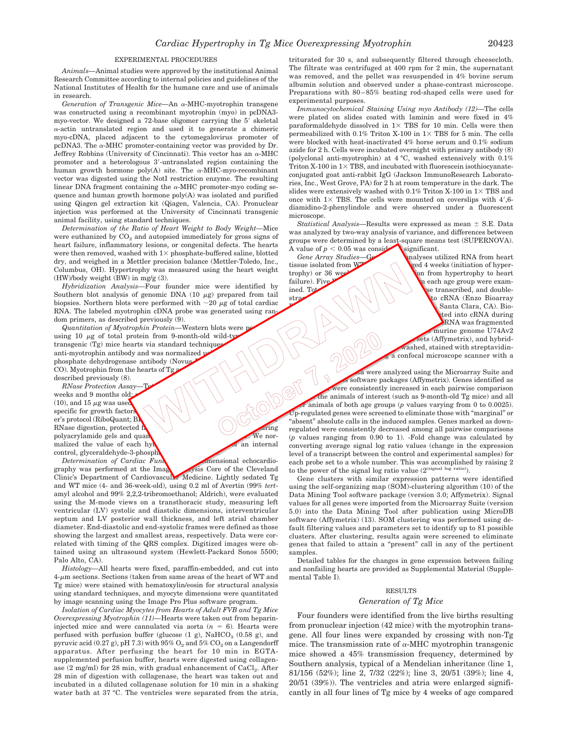## EXPERIMENTAL PROCEDURES

*Animals*—Animal studies were approved by the institutional Animal Research Committee according to internal policies and guidelines of the National Institutes of Health for the humane care and use of animals in research.

*Generation of Transgenic Mice*—An α-MHC-myotrophin transgene was constructed using a recombinant myotrophin (myo) in pcDNA3-myo-vector. We designed a 72-base oligomer carrying the 5′ skeletal α-actin untranslated region and used it to generate a chimeric myo-cDNA, placed adjacent to the cytomegalovirus promoter of pcDNA3. The α-MHC promoter-containing vector was provided by Dr. Jeffrey Robbins (University of Cincinnati). This vector has an α-MHC promoter and a heterologous 3′-untranslated region containing the human growth hormone poly(A) site. The α-MHC-myo-recombinant vector was digested using the NotI restriction enzyme. The resulting linear DNA fragment containing the α-MHC promoter-myo coding sequence and human growth hormone poly(A) was isolated and purified using Qiagen gel extraction kit (Qiagen, Valencia, CA). Pronuclear injection was performed at the University of Cincinnati transgenic animal facility, using standard techniques.

*Determination of the Ratio of Heart Weight to Body Weight*—Mice were euthanized by $CO_2$ and autopsied immediately for gross signs of heart failure, inflammatory lesions, or congenital defects. The hearts were then removed, washed with 1× phosphate-buffered saline, blotted dry, and weighed in a Mettler precision balance (Mettler-Toledo, Inc., Columbus, OH). Hypertrophy was measured using the heart weight (HW)/body weight (BW) in mg/g (3).

*Hybridization Analysis*—Four founder mice were identified by Southern blot analysis of genomic DNA (10 μg) prepared from tail biopsies. Northern blots were performed with ~20 μg of total cardiac RNA. The labeled myotrophin cDNA probe was generated using random primers, as described previously (9).

*Quantitation of Myotrophin Protein*—Western blots were performed using 10 μg of total protein from 9-month-old wild-type (WT) and transgenic (Tg) mice hearts via standard techniques ... anti-myotrophin antibody and was normalized using ... phosphate dehydrogenase antibody (Novus ... CO). Myotrophin from the hearts of Tg a... described previously (8).

*RNase Protection Assay*—To... weeks and 9 months old; ... (10), and 15 μg was used ... specific for growth factors ... er's protocol (RiboQuant; B... RNase digestion, protected f... polyacrylamide gels and quan... We normalized the value of each hy... an internal control, glyceraldehyde-3-phosph...

*Determination of Cardiac Func*...—...dimensional echocardiography was performed at the Imag... ysis Core of the Cleveland Clinic's Department of Cardiovascular Medicine. Lightly sedated Tg and WT mice (4- and 36-week-old), using 0.2 ml of Avertin (99% *tert*-amyl alcohol and 99% 2,2,2-tribromoethanol; Aldrich), were evaluated using the M-mode views on a transthoracic study, measuring left ventricular (LV) systolic and diastolic dimensions, interventricular septum and LV posterior wall thickness, and left atrial chamber diameter. End-diastolic and end-systolic frames were defined as those showing the largest and smallest areas, respectively. Data were correlated with timing of the QRS complex. Digitized images were obtained using an ultrasound system (Hewlett-Packard Sonos 5500; Palo Alto, CA).

*Histology*—All hearts were fixed, paraffin-embedded, and cut into 4-μm sections. Sections (taken from same areas of the heart of WT and Tg mice) were stained with hematoxylin/eosin for structural analysis using standard techniques, and myocyte dimensions were quantitated by image scanning using the Image Pro Plus software program.

*Isolation of Cardiac Myocytes from Hearts of Adult FVB and Tg Mice Overexpressing Myotrophin (11)*—Hearts were taken out from heparin-injected mice and were cannulated via aorta ($n$ = 6). Hearts were perfused with perfusion buffer (glucose (1 g), $NaHCO_3$ (0.58 g), and pyruvic acid (0.27 g), pH 7.3) with 95% $O_2$ and 5% $CO_2$ on a Langendorff apparatus. After perfusing the heart for 10 min in EGTA-supplemented perfusion buffer, hearts were digested using collagenase (2 mg/ml) for 28 min, with gradual enhancement of $CaCl_2$. After 28 min of digestion with collagenase, the heart was taken out and incubated in a diluted collagenase solution for 10 min in a shaking water bath at 37 °C. The ventricles were separated from the atria, triturated for 30 s, and subsequently filtered through cheesecloth. The filtrate was centrifuged at 400 rpm for 2 min, the supernatant was removed, and the pellet was resuspended in 4% bovine serum albumin solution and observed under a phase-contrast microscope. Preparations with 80–85% beating rod-shaped cells were used for experimental purposes.

*Immunocytochemical Staining Using myo Antibody (12)*—The cells were plated on slides coated with laminin and were fixed in 4% paraformaldehyde dissolved in 1× TBS for 10 min. Cells were then permeabilized with 0.1% Triton X-100 in 1× TBS for 5 min. The cells were blocked with heat-inactivated 4% horse serum and 0.1% sodium azide for 2 h. Cells were incubated overnight with primary antibody (8) (polyclonal anti-myotrophin) at 4 °C, washed extensively with 0.1% Triton X-100 in 1× TBS, and incubated with fluorescein isothiocyanate-conjugated goat anti-rabbit IgG (Jackson ImmunoResearch Laboratories, Inc., West Grove, PA) for 2 h at room temperature in the dark. The slides were extensively washed with 0.1% Triton X-100 in 1× TBS and once with 1× TBS. The cells were mounted on coverslips with 4′,6-diamidino-2-phenylindole and were observed under a fluorescent microscope.

*Statistical Analysis*—Results were expressed as mean ± S.E. Data was analyzed by two-way analysis of variance, and differences between groups were determined by a least-square means test (SUPERNOVA). A value of $p < 0.05$ was consid... significant.

*Gene Array Studies*—G... analyses utilized RNA from heart tissue isolated from WT... ged 4 weeks (initiation of hypertrophy) or 36 wee... on from hypertrophy to heart failure). Five ... n each age group were examined. To... se transcribed, and double-stra... to cRNA (Enzo Bioarray ... Santa Clara, CA). Bio... ted into cRNA during ... RNA was fragmented ... murine genome U74Av2 ... sets (Affymetrix), and hybrid... washed, stained with streptavidin-... g a confocal microscope scanner with a ...

...ta were analyzed using the Microarray Suite and ... s software packages (Affymetrix). Genes identified as ... were consistently increased in each pairwise comparison ... the animals of interest (such as 9-month-old Tg mice) and all ...r animals of both age groups ($p$ values varying from 0 to 0.0025). Up-regulated genes were screened to eliminate those with "marginal" or "absent" absolute calls in the induced samples. Genes marked as down-regulated were consistently decreased among all pairwise comparisons ($p$ values ranging from 0.90 to 1). -Fold change was calculated by converting average signal log ratio values (change in the expression level of a transcript between the control and experimental samples) for each probe set to a whole number. This was accomplished by raising 2 to the power of the signal log ratio value ($2^{(\text{signal log ratio})}$).

Gene clusters with similar expression patterns were identified using the self-organizing map (SOM)-clustering algorithm (10) of the Data Mining Tool software package (version 3.0; Affymetrix). Signal values for all genes were imported from the Microarray Suite (version 5.0) into the Data Mining Tool after publication using MicroDB software (Affymetrix) (13). SOM clustering was performed using default filtering values and parameters set to identify up to 81 possible clusters. After clustering, results again were screened to eliminate genes that failed to attain a "present" call in any of the pertinent samples.

Detailed tables for the changes in gene expression between failing and nonfailing hearts are provided as Supplemental Material (Supplemental Table I).

## RESULTS

### *Generation of Tg Mice*

Four founders were identified from the live births resulting from pronuclear injection (42 mice) with the myotrophin transgene. All four lines were expanded by crossing with non-Tg mice. The transmission rate of α-MHC myotrophin transgenic mice showed a 45% transmission frequency, determined by Southern analysis, typical of a Mendelian inheritance (line 1, 81/156 (52%); line 2, 7/32 (22%); line 3, 20/51 (39%); line 4, 20/51 (39%)). The ventricles and atria were enlarged significantly in all four lines of Tg mice by 4 weeks of age compared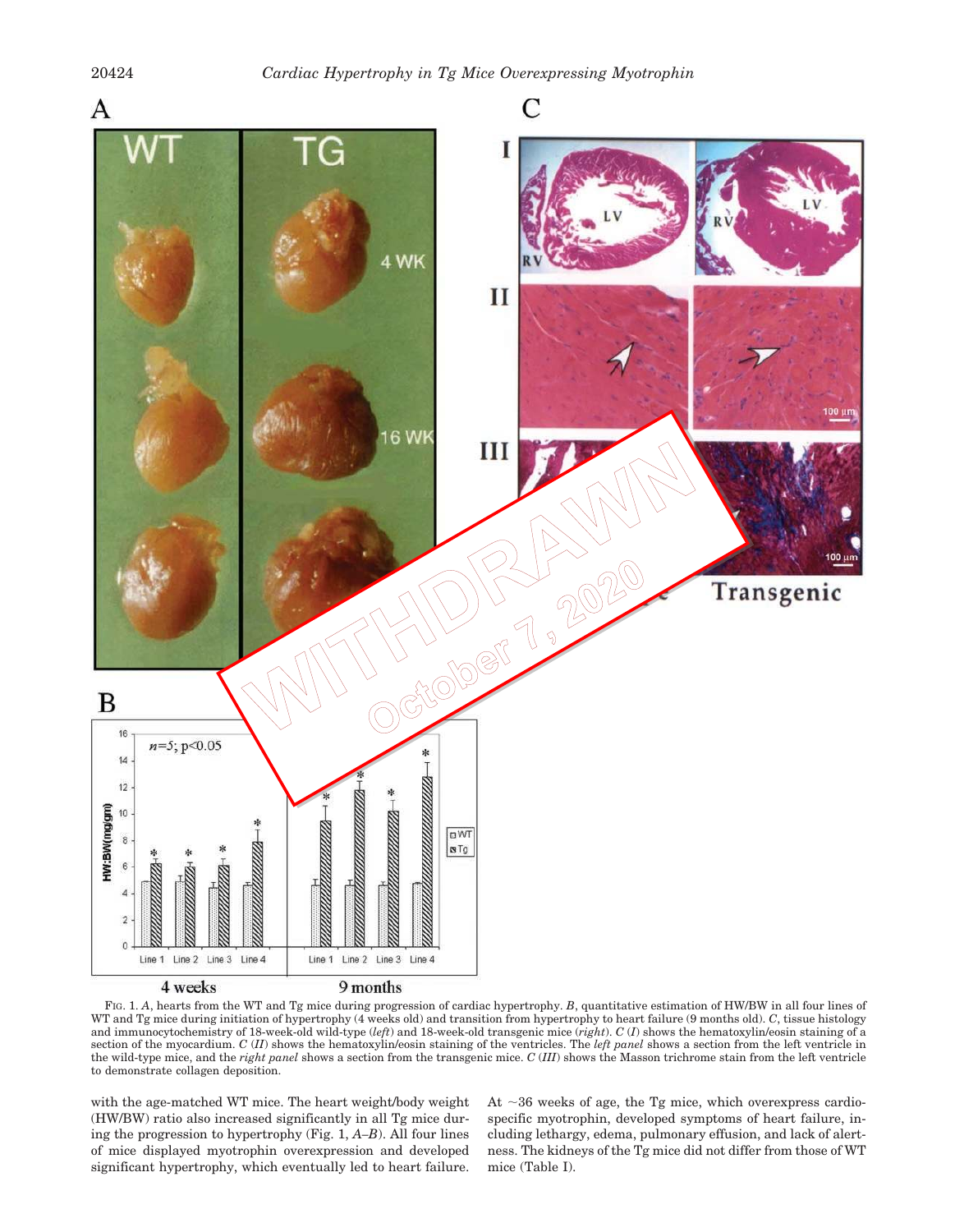WITHDRAWN

October 7, 2020

FIG. 1. *A*, hearts from the WT and Tg mice during progression of cardiac hypertrophy. *B*, quantitative estimation of HW/BW in all four lines of WT and Tg mice during initiation of hypertrophy (4 weeks old) and transition from hypertrophy to heart failure (9 months old). *C*, tissue histology and immunocytochemistry of 18-week-old wild-type (*left*) and 18-week-old transgenic mice (*right*). *C* (*I*) shows the hematoxylin/eosin staining of a section of the myocardium. *C* (*II*) shows the hematoxylin/eosin staining of the ventricles. The *left panel* shows a section from the left ventricle in the wild-type mice, and the *right panel* shows a section from the transgenic mice. *C* (*III*) shows the Masson trichrome stain from the left ventricle to demonstrate collagen deposition.

with the age-matched WT mice. The heart weight/body weight (HW/BW) ratio also increased significantly in all Tg mice during the progression to hypertrophy (Fig. 1, *A–B*). All four lines of mice displayed myotrophin overexpression and developed significant hypertrophy, which eventually led to heart failure. At ~36 weeks of age, the Tg mice, which overexpress cardio-specific myotrophin, developed symptoms of heart failure, including lethargy, edema, pulmonary effusion, and lack of alertness. The kidneys of the Tg mice did not differ from those of WT mice (Table I).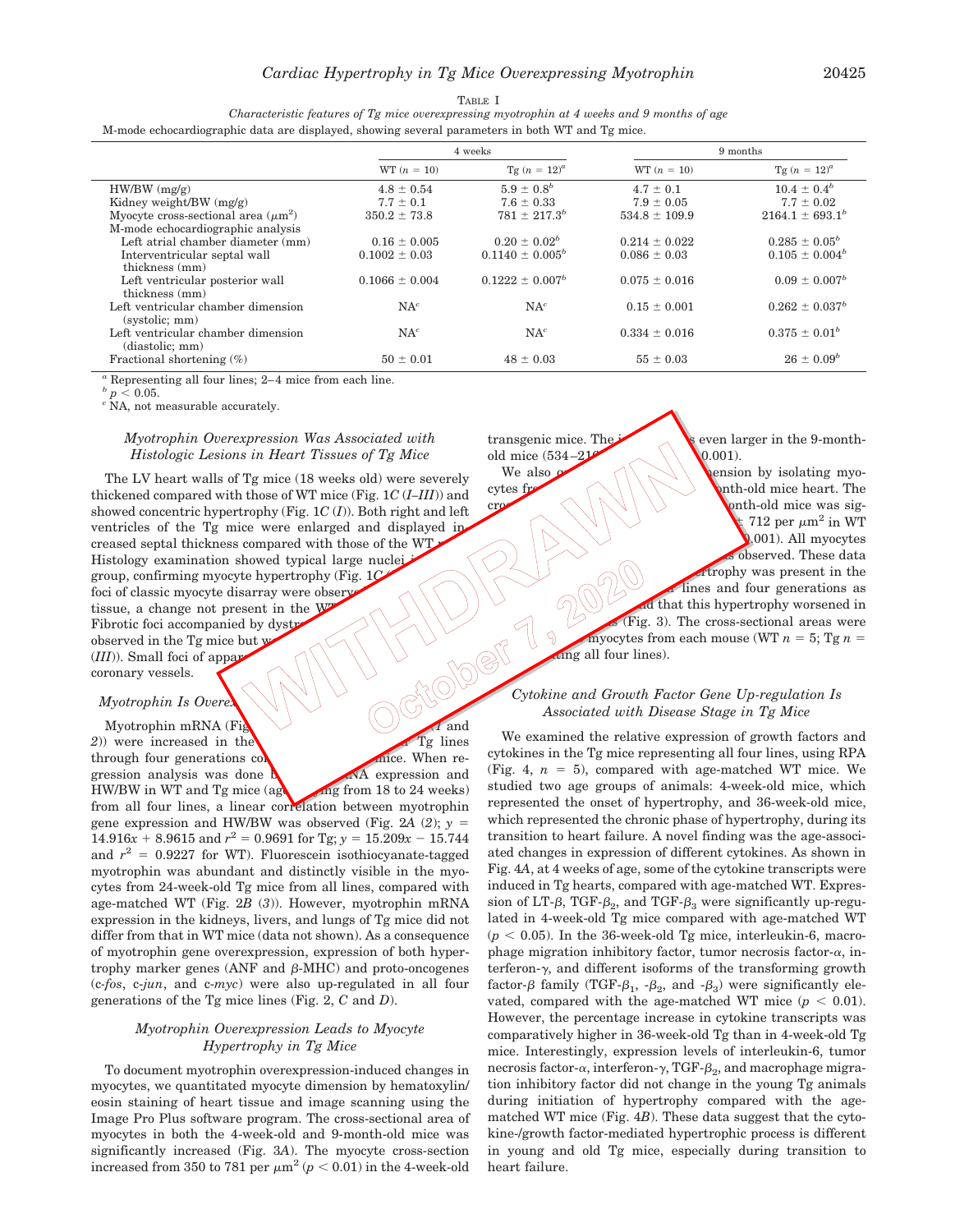TABLE I

*Characteristic features of Tg mice overexpressing myotrophin at 4 weeks and 9 months of age*

M-mode echocardiographic data are displayed, showing several parameters in both WT and Tg mice.

| | 4 weeks | | 9 months | |
|---|---|---|---|---|
| | WT ($n$ = 10) | Tg ($n$ = 12)[a] | WT ($n$ = 10) | Tg ($n$ = 12)[a] |
| HW/BW (mg/g) | 4.8 ± 0.54 | 5.9 ± 0.8[b] | 4.7 ± 0.1 | 10.4 ± 0.4[b] |
| Kidney weight/BW (mg/g) | 7.7 ± 0.1 | 7.6 ± 0.33 | 7.9 ± 0.05 | 7.7 ± 0.02 |
| Myocyte cross-sectional area ($\mu m^2$) | 350.2 ± 73.8 | 781 ± 217.3[b] | 534.8 ± 109.9 | 2164.1 ± 693.1[b] |
| M-mode echocardiographic analysis | | | | |
| Left atrial chamber diameter (mm) | 0.16 ± 0.005 | 0.20 ± 0.02[b] | 0.214 ± 0.022 | 0.285 ± 0.05[b] |
| Interventricular septal wall thickness (mm) | 0.1002 ± 0.03 | 0.1140 ± 0.005[b] | 0.086 ± 0.03 | 0.105 ± 0.004[b] |
| Left ventricular posterior wall thickness (mm) | 0.1066 ± 0.004 | 0.1222 ± 0.007[b] | 0.075 ± 0.016 | 0.09 ± 0.007[b] |
| Left ventricular chamber dimension (systolic; mm) | NA[c] | NA[c] | 0.15 ± 0.001 | 0.262 ± 0.037[b] |
| Left ventricular chamber dimension (diastolic; mm) | NA[c] | NA[c] | 0.334 ± 0.016 | 0.375 ± 0.01[b] |
| Fractional shortening (%) | 50 ± 0.01 | 48 ± 0.03 | 55 ± 0.03 | 26 ± 0.09[b] |

[a] Representing all four lines; 2–4 mice from each line.
[b] $p < 0.05$.
[c] NA, not measurable accurately.

WITHDRAWN October 7, 2020

### *Myotrophin Overexpression Was Associated with Histologic Lesions in Heart Tissues of Tg Mice*

The LV heart walls of Tg mice (18 weeks old) were severely thickened compared with those of WT mice (Fig. 1*C* (*I–III*)) and showed concentric hypertrophy (Fig. 1*C* (*I*)). Both right and left ventricles of the Tg mice were enlarged and displayed increased septal thickness compared with those of the WT ... Histology examination showed typical large nuclei ... group, confirming myocyte hypertrophy (Fig. 1*C* ... foci of classic myocyte disarray were observ... tissue, a change not present in the WT ... Fibrotic foci accompanied by dystr... observed in the Tg mice but w... (*III*)). Small foci of appar... coronary vessels.

### *Myotrophin Is Overex...*

Myotrophin mRNA (Fig... (*1* and *2*)) were increased in the ... Tg lines through four generations co... mice. When regression analysis was done b... NA expression and HW/BW in WT and Tg mice (ag...ng from 18 to 24 weeks) from all four lines, a linear correlation between myotrophin gene expression and HW/BW was observed (Fig. 2*A* (*2*); $y = 14.916x + 8.9615$ and $r^2 = 0.9691$ for Tg; $y = 15.209x - 15.744$ and $r^2 = 0.9227$ for WT). Fluorescein isothiocyanate-tagged myotrophin was abundant and distinctly visible in the myocytes from 24-week-old Tg mice from all lines, compared with age-matched WT (Fig. 2*B* (*3*)). However, myotrophin mRNA expression in the kidneys, livers, and lungs of Tg mice did not differ from that in WT mice (data not shown). As a consequence of myotrophin gene overexpression, expression of both hypertrophy marker genes (ANF and β-MHC) and proto-oncogenes (c-*fos*, c-*jun*, and c-*myc*) were also up-regulated in all four generations of the Tg mice lines (Fig. 2, *C* and *D*).

### *Myotrophin Overexpression Leads to Myocyte Hypertrophy in Tg Mice*

To document myotrophin overexpression-induced changes in myocytes, we quantitated myocyte dimension by hematoxylin/eosin staining of heart tissue and image scanning using the Image Pro Plus software program. The cross-sectional area of myocytes in both the 4-week-old and 9-month-old mice was significantly increased (Fig. 3*A*). The myocyte cross-section increased from 350 to 781 per $\mu m^2$ ($p < 0.01$) in the 4-week-old transgenic mice. The i... s even larger in the 9-month-old mice (534–216... 0.001).

We also ... ension by isolating myocytes fr... nth-old mice heart. The cro... onth-old mice was sig... ± 712 per $\mu m^2$ in WT ... 0.001). All myocytes ... s observed. These data ... rtrophy was present in the ... lines and four generations as ... d that this hypertrophy worsened in ... (Fig. 3). The cross-sectional areas were ... myocytes from each mouse (WT $n$ = 5; Tg $n$ = ... ting all four lines).

### *Cytokine and Growth Factor Gene Up-regulation Is Associated with Disease Stage in Tg Mice*

We examined the relative expression of growth factors and cytokines in the Tg mice representing all four lines, using RPA (Fig. 4, $n$ = 5), compared with age-matched WT mice. We studied two age groups of animals: 4-week-old mice, which represented the onset of hypertrophy, and 36-week-old mice, which represented the chronic phase of hypertrophy, during its transition to heart failure. A novel finding was the age-associated changes in expression of different cytokines. As shown in Fig. 4*A*, at 4 weeks of age, some of the cytokine transcripts were induced in Tg hearts, compared with age-matched WT. Expression of LT-β, TGF-$\beta_2$, and TGF-$\beta_3$ were significantly up-regulated in 4-week-old Tg mice compared with age-matched WT ($p < 0.05$). In the 36-week-old Tg mice, interleukin-6, macrophage migration inhibitory factor, tumor necrosis factor-α, interferon-γ, and different isoforms of the transforming growth factor-β family (TGF-$\beta_1$, -$\beta_2$, and -$\beta_3$) were significantly elevated, compared with the age-matched WT mice ($p < 0.01$). However, the percentage increase in cytokine transcripts was comparatively higher in 36-week-old Tg than in 4-week-old Tg mice. Interestingly, expression levels of interleukin-6, tumor necrosis factor-α, interferon-γ, TGF-$\beta_2$, and macrophage migration inhibitory factor did not change in the young Tg animals during initiation of hypertrophy compared with the age-matched WT mice (Fig. 4*B*). These data suggest that the cytokine-/growth factor-mediated hypertrophic process is different in young and old Tg mice, especially during transition to heart failure.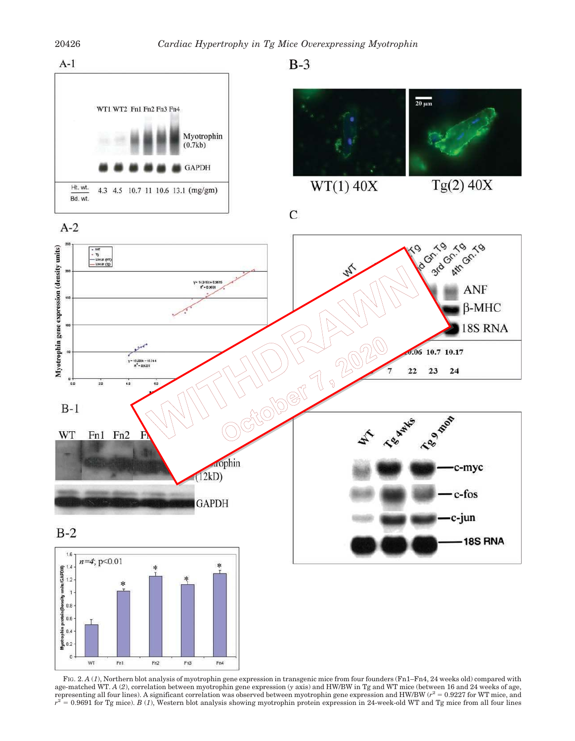FIG. 2. *A* (*1*), Northern blot analysis of myotrophin gene expression in transgenic mice from four founders (Fn1–Fn4, 24 weeks old) compared with age-matched WT. *A* (*2*), correlation between myotrophin gene expression (*y* axis) and HW/BW in Tg and WT mice (between 16 and 24 weeks of age, representing all four lines). A significant correlation was observed between myotrophin gene expression and HW/BW ($r^2 = 0.9227$ for WT mice, and $r^2 = 0.9691$ for Tg mice). *B* (*1*), Western blot analysis showing myotrophin protein expression in 24-week-old WT and Tg mice from all four lines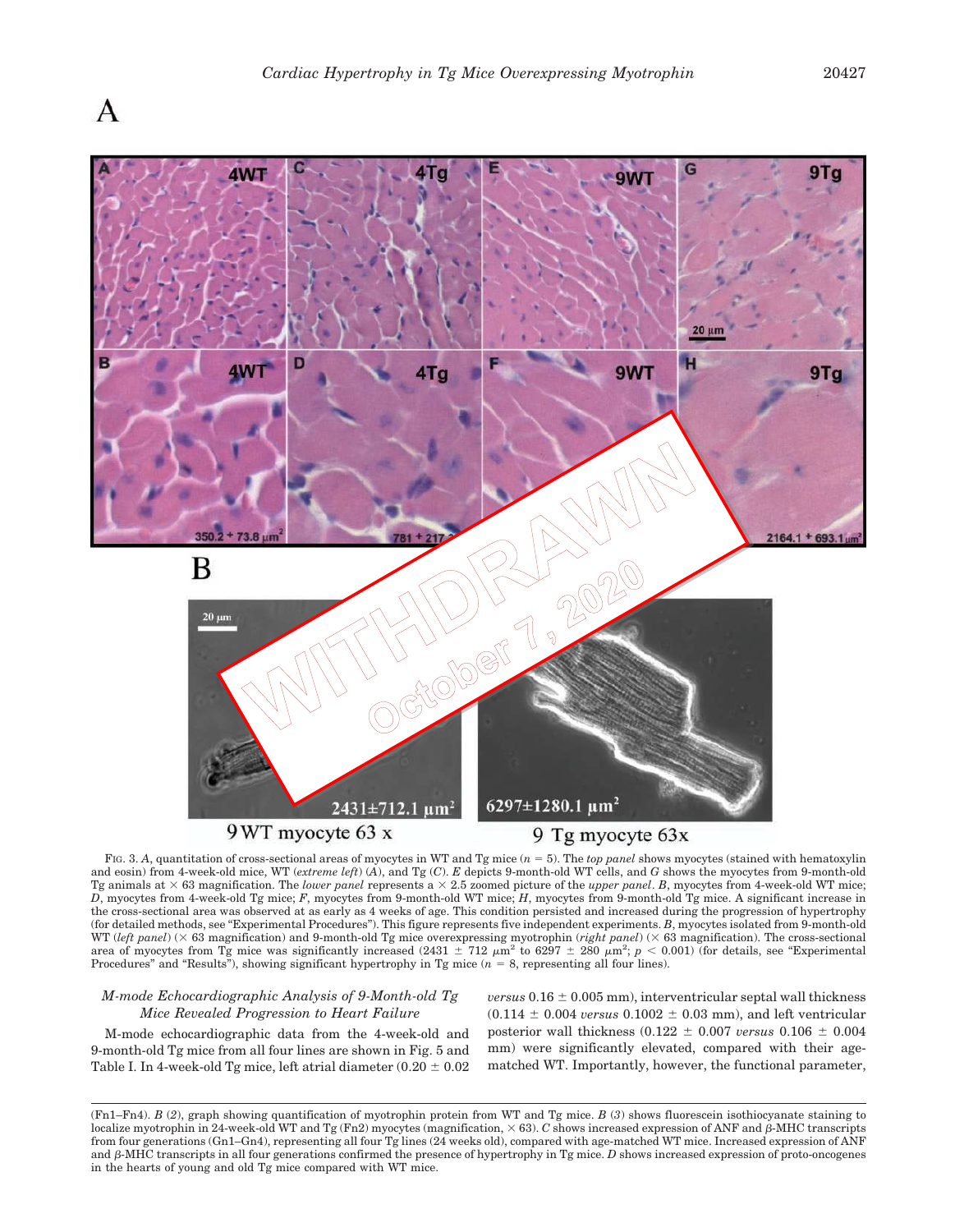FIG. 3. *A*, quantitation of cross-sectional areas of myocytes in WT and Tg mice ($n = 5$). The *top panel* shows myocytes (stained with hematoxylin and eosin) from 4-week-old mice, WT (*extreme left*) (*A*), and Tg (*C*). *E* depicts 9-month-old WT cells, and *G* shows the myocytes from 9-month-old Tg animals at × 63 magnification. The *lower panel* represents a × 2.5 zoomed picture of the *upper panel*. *B*, myocytes from 4-week-old WT mice; *D*, myocytes from 4-week-old Tg mice; *F*, myocytes from 9-month-old WT mice; *H*, myocytes from 9-month-old Tg mice. A significant increase in the cross-sectional area was observed at as early as 4 weeks of age. This condition persisted and increased during the progression of hypertrophy (for detailed methods, see "Experimental Procedures"). This figure represents five independent experiments. *B*, myocytes isolated from 9-month-old WT (*left panel*) (× 63 magnification) and 9-month-old Tg mice overexpressing myotrophin (*right panel*) (× 63 magnification). The cross-sectional area of myocytes from Tg mice was significantly increased (2431 ± 712 $\mu m^2$ to 6297 ± 280 $\mu m^2$; $p < 0.001$) (for details, see "Experimental Procedures" and "Results"), showing significant hypertrophy in Tg mice ($n = 8$, representing all four lines).

### *M-mode Echocardiographic Analysis of 9-Month-old Tg Mice Revealed Progression to Heart Failure*

M-mode echocardiographic data from the 4-week-old and 9-month-old Tg mice from all four lines are shown in Fig. 5 and Table I. In 4-week-old Tg mice, left atrial diameter (0.20 ± 0.02 *versus* 0.16 ± 0.005 mm), interventricular septal wall thickness (0.114 ± 0.004 *versus* 0.1002 ± 0.03 mm), and left ventricular posterior wall thickness (0.122 ± 0.007 *versus* 0.106 ± 0.004 mm) were significantly elevated, compared with their age-matched WT. Importantly, however, the functional parameter,

(Fn1–Fn4). *B* (*2*), graph showing quantification of myotrophin protein from WT and Tg mice. *B* (*3*) shows fluorescein isothiocyanate staining to localize myotrophin in 24-week-old WT and Tg (Fn2) myocytes (magnification, × 63). *C* shows increased expression of ANF and β-MHC transcripts from four generations (Gn1–Gn4), representing all four Tg lines (24 weeks old), compared with age-matched WT mice. Increased expression of ANF and β-MHC transcripts in all four generations confirmed the presence of hypertrophy in Tg mice. *D* shows increased expression of proto-oncogenes in the hearts of young and old Tg mice compared with WT mice.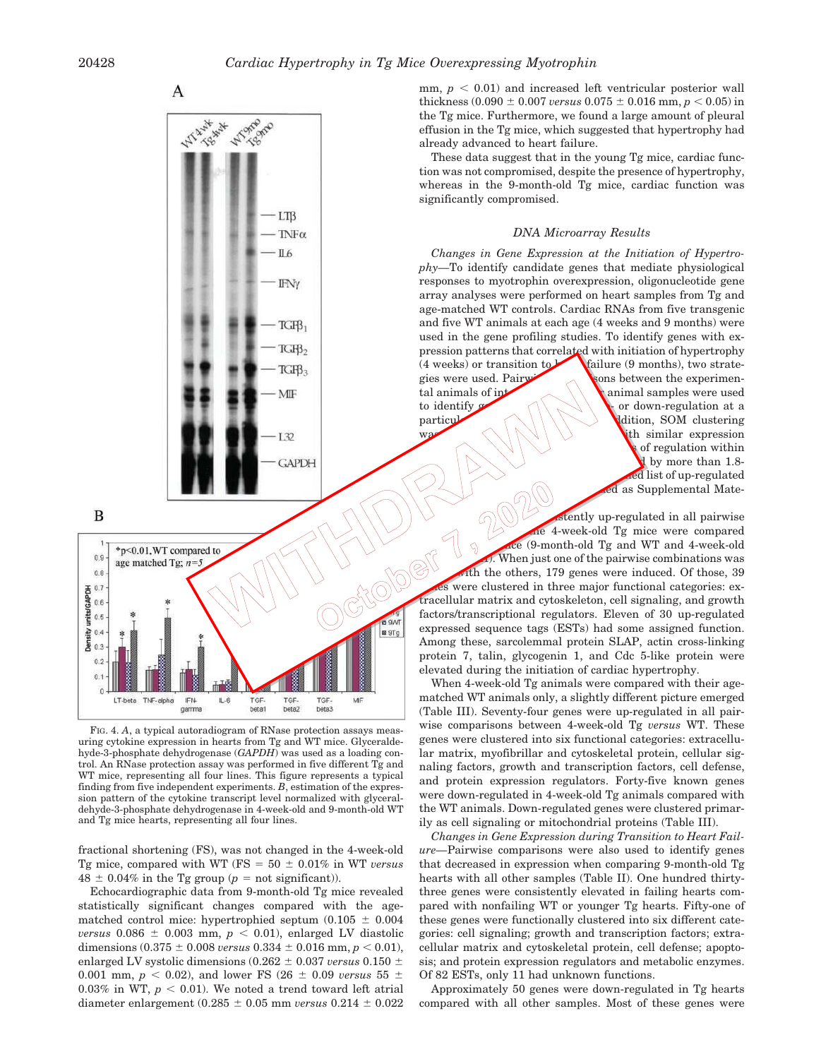FIG. 4. *A*, a typical autoradiogram of RNase protection assays measuring cytokine expression in hearts from Tg and WT mice. Glyceraldehyde-3-phosphate dehydrogenase (*GAPDH*) was used as a loading control. An RNase protection assay was performed in five different Tg and WT mice, representing all four lines. This figure represents a typical finding from five independent experiments. *B*, estimation of the expression pattern of the cytokine transcript level normalized with glyceraldehyde-3-phosphate dehydrogenase in 4-week-old and 9-month-old WT and Tg mice hearts, representing all four lines.

fractional shortening (FS), was not changed in the 4-week-old Tg mice, compared with WT (FS = 50 ± 0.01% in WT *versus* 48 ± 0.04% in the Tg group ($p$ = not significant)).

Echocardiographic data from 9-month-old Tg mice revealed statistically significant changes compared with the age-matched control mice: hypertrophied septum (0.105 ± 0.004 *versus* 0.086 ± 0.003 mm, $p < 0.01$), enlarged LV diastolic dimensions (0.375 ± 0.008 *versus* 0.334 ± 0.016 mm, $p < 0.01$), enlarged LV systolic dimensions (0.262 ± 0.037 *versus* 0.150 ± 0.001 mm, $p < 0.02$), and lower FS (26 ± 0.09 *versus* 55 ± 0.03% in WT, $p < 0.01$). We noted a trend toward left atrial diameter enlargement (0.285 ± 0.05 mm *versus* 0.214 ± 0.022 mm, $p < 0.01$) and increased left ventricular posterior wall thickness (0.090 ± 0.007 *versus* 0.075 ± 0.016 mm, $p < 0.05$) in the Tg mice. Furthermore, we found a large amount of pleural effusion in the Tg mice, which suggested that hypertrophy had already advanced to heart failure.

These data suggest that in the young Tg mice, cardiac function was not compromised, despite the presence of hypertrophy, whereas in the 9-month-old Tg mice, cardiac function was significantly compromised.

### *DNA Microarray Results*

*Changes in Gene Expression at the Initiation of Hypertrophy*—To identify candidate genes that mediate physiological responses to myotrophin overexpression, oligonucleotide gene array analyses were performed on heart samples from Tg and age-matched WT controls. Cardiac RNAs from five transgenic and five WT animals at each age (4 weeks and 9 months) were used in the gene profiling studies. To identify genes with expression patterns that correlated with initiation of hypertrophy (4 weeks) or transition to heart failure (9 months), two strategies were used. Pairwise comparisons between the experimental animals of interest and other animal samples were used to identify genes with consistent up- or down-regulation at a particular stage of hypertrophy. In addition, SOM clustering was used to identify groups of genes with similar expression patterns. Genes were considered as of regulation within the set if they were up- or down-regulated by more than 1.8-fold. The complete list of up-regulated and down-regulated genes is provided as Supplemental Material.

Genes that were consistently up-regulated in all pairwise comparisons when the 4-week-old Tg mice were compared with all other mice (9-month-old Tg and WT and 4-week-old WT) (Table II). When just one of the pairwise combinations was compared with the others, 179 genes were induced. Of those, 39 genes were clustered in three major functional categories: extracellular matrix and cytoskeleton, cell signaling, and growth factors/transcriptional regulators. Eleven of 30 up-regulated expressed sequence tags (ESTs) had some assigned function. Among these, sarcolemmal protein SLAP, actin cross-linking protein 7, talin, glycogenin 1, and Cdc 5-like protein were elevated during the initiation of cardiac hypertrophy.

When 4-week-old Tg animals were compared with their age-matched WT animals only, a slightly different picture emerged (Table III). Seventy-four genes were up-regulated in all pairwise comparisons between 4-week-old Tg *versus* WT. These genes were clustered into six functional categories: extracellular matrix, myofibrillar and cytoskeletal protein, cellular signaling factors, growth and transcription factors, cell defense, and protein expression regulators. Forty-five known genes were down-regulated in 4-week-old Tg animals compared with the WT animals. Down-regulated genes were clustered primarily as cell signaling or mitochondrial proteins (Table III).

*Changes in Gene Expression during Transition to Heart Failure*—Pairwise comparisons were also used to identify genes that decreased in expression when comparing 9-month-old Tg hearts with all other samples (Table II). One hundred thirty-three genes were consistently elevated in failing hearts compared with nonfailing WT or younger Tg hearts. Fifty-one of these genes were functionally clustered into six different categories: cell signaling; growth and transcription factors; extracellular matrix and cytoskeletal protein, cell defense; apoptosis; and protein expression regulators and metabolic enzymes. Of 82 ESTs, only 11 had unknown functions.

Approximately 50 genes were down-regulated in Tg hearts compared with all other samples. Most of these genes were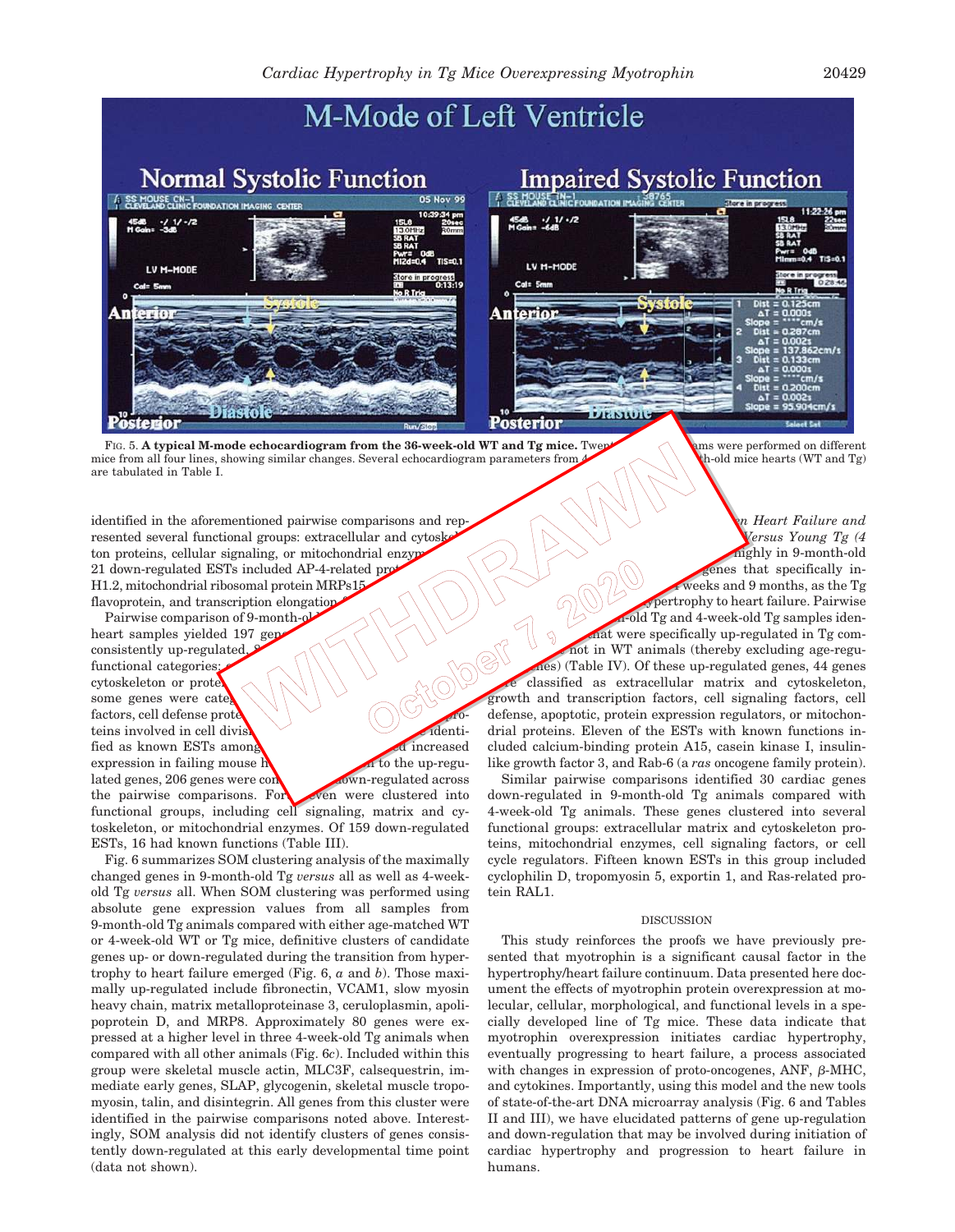FIG. 5. **A typical M-mode echocardiogram from the 36-week-old WT and Tg mice.** Twenty echocardiograms were performed on different mice from all four lines, showing similar changes. Several echocardiogram parameters from 4-week-old and 9-month-old mice hearts (WT and Tg) are tabulated in Table I.

identified in the aforementioned pairwise comparisons and represented several functional groups: extracellular and cytoskeleton proteins, cellular signaling, or mitochondrial enzymes. The 21 down-regulated ESTs included AP-4-related protein, histone H1.2, mitochondrial ribosomal protein MRPs15, electron transfer flavoprotein, and transcription elongation factor.

Pairwise comparison of 9-month-old Tg versus 9-month-old WT heart samples yielded 197 genes and ESTs that were consistently up-regulated. Some of these belonged to functional categories: extracellular matrix, cytoskeleton or proteins. In addition, some genes were categorized as transcription factors, cell defense proteins, apoptotic proteins, and proteins involved in cell division. Twenty-two were identified as known ESTs among these genes that showed increased expression in failing mouse hearts. In addition to the up-regulated genes, 206 genes were consistently down-regulated across the pairwise comparisons. Forty-seven were clustered into functional groups, including cell signaling, matrix and cytoskeleton, or mitochondrial enzymes. Of 159 down-regulated ESTs, 16 had known functions (Table III).

Fig. 6 summarizes SOM clustering analysis of the maximally changed genes in 9-month-old Tg *versus* all as well as 4-week-old Tg *versus* all. When SOM clustering was performed using absolute gene expression values from all samples from 9-month-old Tg animals compared with either age-matched WT or 4-week-old WT or Tg mice, definitive clusters of candidate genes up- or down-regulated during the transition from hypertrophy to heart failure emerged (Fig. 6, *a* and *b*). Those maximally up-regulated include fibronectin, VCAM1, slow myosin heavy chain, matrix metalloproteinase 3, ceruloplasmin, apolipoprotein D, and MRP8. Approximately 80 genes were expressed at a higher level in three 4-week-old Tg animals when compared with all other animals (Fig. 6*c*). Included within this group were skeletal muscle actin, MLC3F, calsequestrin, immediate early genes, SLAP, glycogenin, skeletal muscle tropomyosin, talin, and disintegrin. All genes from this cluster were identified in the pairwise comparisons noted above. Interestingly, SOM analysis did not identify clusters of genes consistently down-regulated at this early developmental time point (data not shown).

*Genes Differentially Expressed in Heart Failure and Hypertrophy: Old Tg (9 Months) Versus Young Tg (4 Weeks)*—Genes expressed more highly in 9-month-old Tg animals were compared to identify genes that specifically increased in expression between 4 weeks and 9 months, as the Tg animals progressed from hypertrophy to heart failure. Pairwise comparisons between 9-month-old Tg and 4-week-old Tg samples identified 87 genes and ESTs that were specifically up-regulated in Tg comparisons but not in WT animals (thereby excluding age-regulated genes) (Table IV). Of these up-regulated genes, 44 genes were classified as extracellular matrix and cytoskeleton, growth and transcription factors, cell signaling factors, cell defense, apoptotic, protein expression regulators, or mitochondrial proteins. Eleven of the ESTs with known functions included calcium-binding protein A15, casein kinase I, insulin-like growth factor 3, and Rab-6 (a *ras* oncogene family protein).

Similar pairwise comparisons identified 30 cardiac genes down-regulated in 9-month-old Tg animals compared with 4-week-old Tg animals. These genes clustered into several functional groups: extracellular matrix and cytoskeleton proteins, mitochondrial enzymes, cell signaling factors, or cell cycle regulators. Fifteen known ESTs in this group included cyclophilin D, tropomyosin 5, exportin 1, and Ras-related protein RAL1.

## DISCUSSION

This study reinforces the proofs we have previously presented that myotrophin is a significant causal factor in the hypertrophy/heart failure continuum. Data presented here document the effects of myotrophin protein overexpression at molecular, cellular, morphological, and functional levels in a specially developed line of Tg mice. These data indicate that myotrophin overexpression initiates cardiac hypertrophy, eventually progressing to heart failure, a process associated with changes in expression of proto-oncogenes, ANF, β-MHC, and cytokines. Importantly, using this model and the new tools of state-of-the-art DNA microarray analysis (Fig. 6 and Tables II and III), we have elucidated patterns of gene up-regulation and down-regulation that may be involved during initiation of cardiac hypertrophy and progression to heart failure in humans.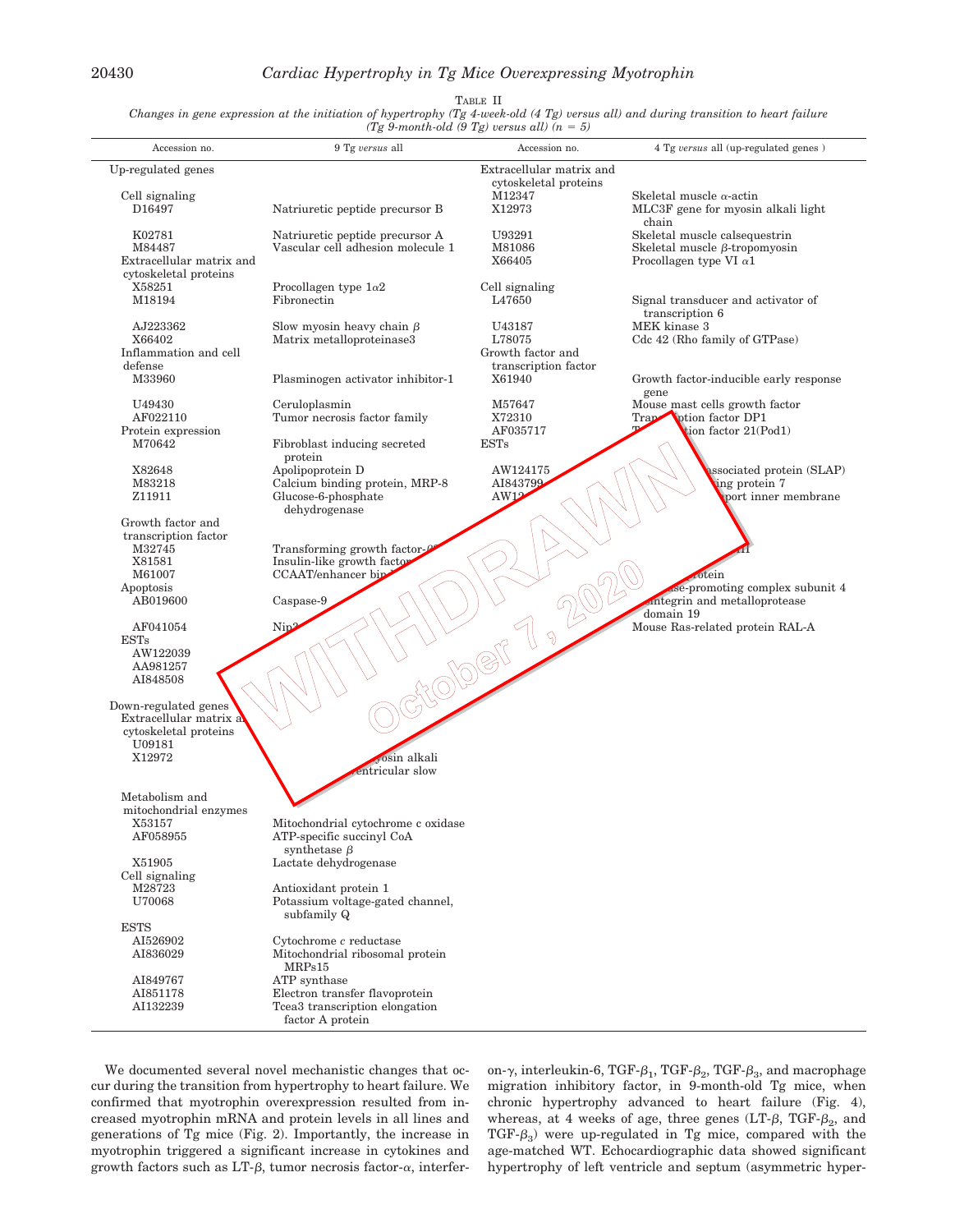TABLE II

*Changes in gene expression at the initiation of hypertrophy (Tg 4-week-old (4 Tg) versus all) and during transition to heart failure (Tg 9-month-old (9 Tg) versus all) (n = 5)*

| Accession no. | 9 Tg *versus* all | Accession no. | 4 Tg *versus* all (up-regulated genes ) |
|---|---|---|---|
| Up-regulated genes | | Extracellular matrix and cytoskeletal proteins | |
| Cell signaling | | M12347 | Skeletal muscle α-actin |
| D16497 | Natriuretic peptide precursor B | X12973 | MLC3F gene for myosin alkali light chain |
| K02781 | Natriuretic peptide precursor A | U93291 | Skeletal muscle calsequestrin |
| M84487 | Vascular cell adhesion molecule 1 | M81086 | Skeletal muscle β-tropomyosin |
| Extracellular matrix and cytoskeletal proteins | | X66405 | Procollagen type VI α1 |
| X58251 | Procollagen type 1α2 | Cell signaling | |
| M18194 | Fibronectin | L47650 | Signal transducer and activator of transcription 6 |
| AJ223362 | Slow myosin heavy chain β | U43187 | MEK kinase 3 |
| X66402 | Matrix metalloproteinase3 | L78075 | Cdc 42 (Rho family of GTPase) |
| Inflammation and cell defense | | Growth factor and transcription factor | |
| M33960 | Plasminogen activator inhibitor-1 | X61940 | Growth factor-inducible early response gene |
| U49430 | Ceruloplasmin | M57647 | Mouse mast cells growth factor |
| AF022110 | Tumor necrosis factor family | X72310 | Tran...ption factor DP1 |
| Protein expression | | AF035717 | T...ption factor 21(Pod1) |
| M70642 | Fibroblast inducing secreted protein | ESTs | |
| X82648 | Apolipoprotein D | AW124175 | ...associated protein (SLAP) |
| M83218 | Calcium binding protein, MRP-8 | AI843799 | ...ing protein 7 |
| Z11911 | Glucose-6-phosphate dehydrogenase | AW12... | ...port inner membrane |
| Growth factor and transcription factor | | | |
| M32745 | Transforming growth factor-... | | ...H |
| X81581 | Insulin-like growth factor... | | |
| M61007 | CCAAT/enhancer bin... | | ...protein |
| Apoptosis | | | ...ase-promoting complex subunit 4 |
| AB019600 | Caspase-9 | | ...integrin and metalloprotease domain 19 |
| AF041054 | Nip3... | | Mouse Ras-related protein RAL-A |
| ESTs | | | |
| AW122039 | | | |
| AA981257 | | | |
| AI848508 | | | |
| Down-regulated genes | | | |
| Extracellular matrix a... cytoskeletal proteins | | | |
| U09181 | | | |
| X12972 | ...yosin alkali ...ventricular slow | | |
| Metabolism and mitochondrial enzymes | | | |
| X53157 | Mitochondrial cytochrome c oxidase | | |
| AF058955 | ATP-specific succinyl CoA synthetase β | | |
| X51905 | Lactate dehydrogenase | | |
| Cell signaling | | | |
| M28723 | Antioxidant protein 1 | | |
| U70068 | Potassium voltage-gated channel, subfamily Q | | |
| ESTS | | | |
| AI526902 | Cytochrome *c* reductase | | |
| AI836029 | Mitochondrial ribosomal protein MRPs15 | | |
| AI849767 | ATP synthase | | |
| AI851178 | Electron transfer flavoprotein | | |
| AI132239 | Tcea3 transcription elongation factor A protein | | |

WITHDRAWN October 7, 2020

We documented several novel mechanistic changes that occur during the transition from hypertrophy to heart failure. We confirmed that myotrophin overexpression resulted from increased myotrophin mRNA and protein levels in all lines and generations of Tg mice (Fig. 2). Importantly, the increase in myotrophin triggered a significant increase in cytokines and growth factors such as LT-β, tumor necrosis factor-α, interferon-γ, interleukin-6, TGF-$\beta_1$, TGF-$\beta_2$, TGF-$\beta_3$, and macrophage migration inhibitory factor, in 9-month-old Tg mice, when chronic hypertrophy advanced to heart failure (Fig. 4), whereas, at 4 weeks of age, three genes (LT-β, TGF-$\beta_2$, and TGF-$\beta_3$) were up-regulated in Tg mice, compared with the age-matched WT. Echocardiographic data showed significant hypertrophy of left ventricle and septum (asymmetric hyper-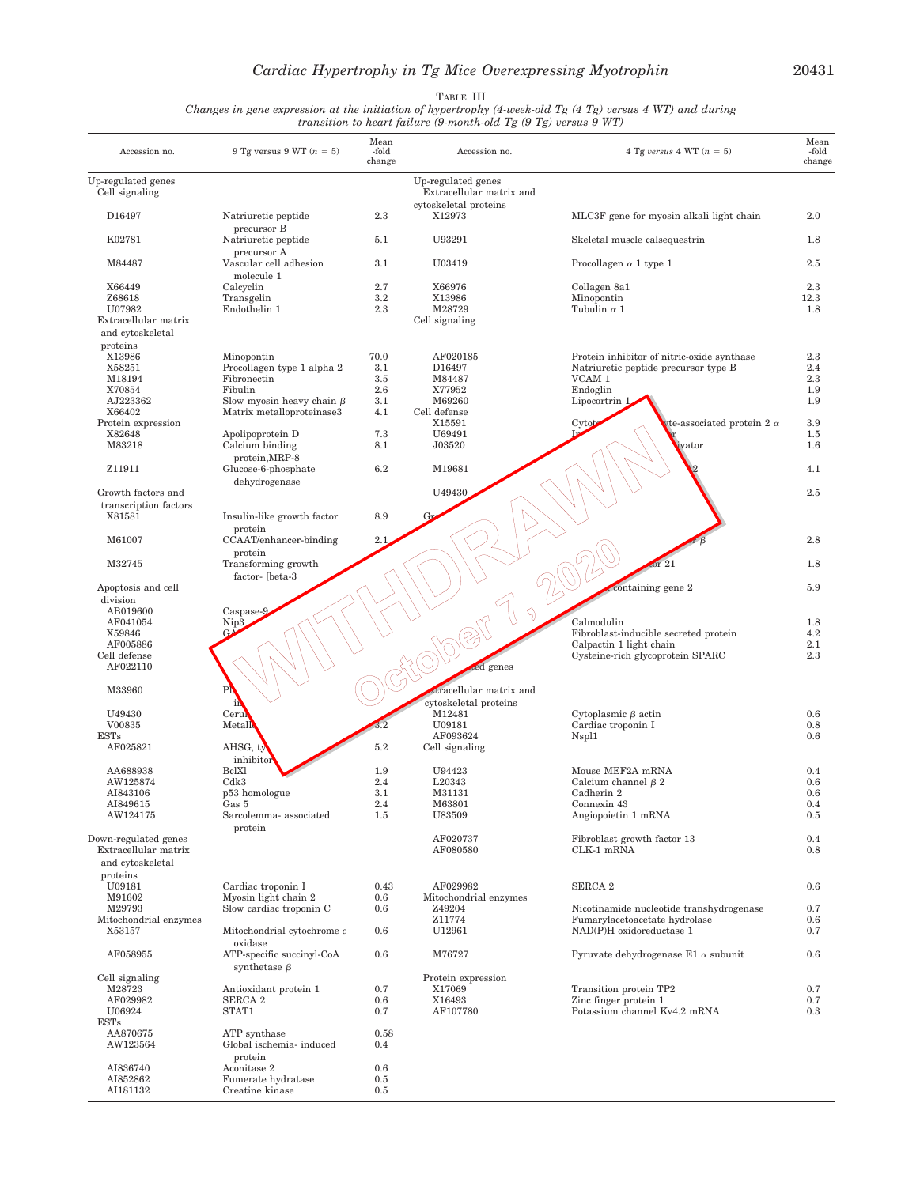TABLE III

*Changes in gene expression at the initiation of hypertrophy (4-week-old Tg (4 Tg) versus 4 WT) and during transition to heart failure (9-month-old Tg (9 Tg) versus 9 WT)*

| Accession no. | 9 Tg versus 9 WT ($n = 5$) | Mean -fold change | Accession no. | 4 Tg *versus* 4 WT ($n = 5$) | Mean -fold change |
|---|---|---|---|---|---|
| Up-regulated genes | | | Up-regulated genes | | |
| Cell signaling | | | Extracellular matrix and cytoskeletal proteins | | |
| D16497 | Natriuretic peptide precursor B | 2.3 | X12973 | MLC3F gene for myosin alkali light chain | 2.0 |
| K02781 | Natriuretic peptide precursor A | 5.1 | U93291 | Skeletal muscle calsequestrin | 1.8 |
| M84487 | Vascular cell adhesion molecule 1 | 3.1 | U03419 | Procollagen α 1 type 1 | 2.5 |
| X66449 | Calcyclin | 2.7 | X66976 | Collagen 8a1 | 2.3 |
| Z68618 | Transgelin | 3.2 | X13986 | Minopontin | 12.3 |
| U07982 | Endothelin 1 | 2.3 | M28729 | Tubulin α 1 | 1.8 |
| Extracellular matrix and cytoskeletal proteins | | | Cell signaling | | |
| X13986 | Minopontin | 70.0 | AF020185 | Protein inhibitor of nitric-oxide synthase | 2.3 |
| X58251 | Procollagen type 1 alpha 2 | 3.1 | D16497 | Natriuretic peptide precursor type B | 2.4 |
| M18194 | Fibronectin | 3.5 | M84487 | VCAM 1 | 2.3 |
| X70854 | Fibulin | 2.6 | X77952 | Endoglin | 1.9 |
| AJ223362 | Slow myosin heavy chain β | 3.1 | M69260 | Lipocortrin 1 | 1.9 |
| X66402 | Matrix metalloproteinase3 | 4.1 | Cell defense | | |
| Protein expression | | | X15591 | Cytot...yte-associated protein 2 α | 3.9 |
| X82648 | Apolipoprotein D | 7.3 | U69491 | I...r | 1.5 |
| M83218 | Calcium binding protein,MRP-8 | 8.1 | J03520 | ...ivator | 1.6 |
| Z11911 | Glucose-6-phosphate dehydrogenase | 6.2 | M19681 | ...2 | 4.1 |
| Growth factors and transcription factors | | | U49430 | | 2.5 |
| X81581 | Insulin-like growth factor protein | 8.9 | Gr... | | |
| M61007 | CCAAT/enhancer-binding protein | 2.1 | | ...β | 2.8 |
| M32745 | Transforming growth factor- [beta-3 | | | ...tor 21 | 1.8 |
| Apoptosis and cell division | | | | ...containing gene 2 | 5.9 |
| AB019600 | Caspase-9 | | | | |
| AF041054 | Nip3 | | | Calmodulin | 1.8 |
| X59846 | G... | | | Fibroblast-inducible secreted protein | 4.2 |
| AF005886 | | | | Calpactin 1 light chain | 2.1 |
| Cell defense | | | | Cysteine-rich glycoprotein SPARC | 2.3 |
| AF022110 | | | ...ted genes | | |
| M33960 | Pl... in... | | Extracellular matrix and cytoskeletal proteins | | |
| U49430 | Ceru... | | M12481 | Cytoplasmic β actin | 0.6 |
| V00835 | Metall... | 3.2 | U09181 | Cardiac troponin I | 0.8 |
| ESTs | | | AF093624 | Nspl1 | 0.6 |
| AF025821 | AHSG, ty... inhibitor | 5.2 | Cell signaling | | |
| AA688938 | BclXl | 1.9 | U94423 | Mouse MEF2A mRNA | 0.4 |
| AW125874 | Cdk3 | 2.4 | L20343 | Calcium channel β 2 | 0.6 |
| AI843106 | p53 homologue | 3.1 | M31131 | Cadherin 2 | 0.6 |
| AI849615 | Gas 5 | 2.4 | M63801 | Connexin 43 | 0.4 |
| AW124175 | Sarcolemma- associated protein | 1.5 | U83509 | Angiopoietin 1 mRNA | 0.5 |
| Down-regulated genes | | | AF020737 | Fibroblast growth factor 13 | 0.4 |
| Extracellular matrix and cytoskeletal proteins | | | AF080580 | CLK-1 mRNA | 0.8 |
| U09181 | Cardiac troponin I | 0.43 | AF029982 | SERCA 2 | 0.6 |
| M91602 | Myosin light chain 2 | 0.6 | Mitochondrial enzymes | | |
| M29793 | Slow cardiac troponin C | 0.6 | Z49204 | Nicotinamide nucleotide transhydrogenase | 0.7 |
| Mitochondrial enzymes | | | Z11774 | Fumarylacetoacetate hydrolase | 0.6 |
| X53157 | Mitochondrial cytochrome *c* oxidase | 0.6 | U12961 | NAD(P)H oxidoreductase 1 | 0.7 |
| AF058955 | ATP-specific succinyl-CoA synthetase β | 0.6 | M76727 | Pyruvate dehydrogenase E1 α subunit | 0.6 |
| Cell signaling | | | Protein expression | | |
| M28723 | Antioxidant protein 1 | 0.7 | X17069 | Transition protein TP2 | 0.7 |
| AF029982 | SERCA 2 | 0.6 | X16493 | Zinc finger protein 1 | 0.7 |
| U06924 | STAT1 | 0.7 | AF107780 | Potassium channel Kv4.2 mRNA | 0.3 |
| ESTs | | | | | |
| AA870675 | ATP synthase | 0.58 | | | |
| AW123564 | Global ischemia- induced protein | 0.4 | | | |
| AI836740 | Aconitase 2 | 0.6 | | | |
| AI852862 | Fumerate hydratase | 0.5 | | | |
| AI181132 | Creatine kinase | 0.5 | | | |

WITHDRAWN October 7, 2020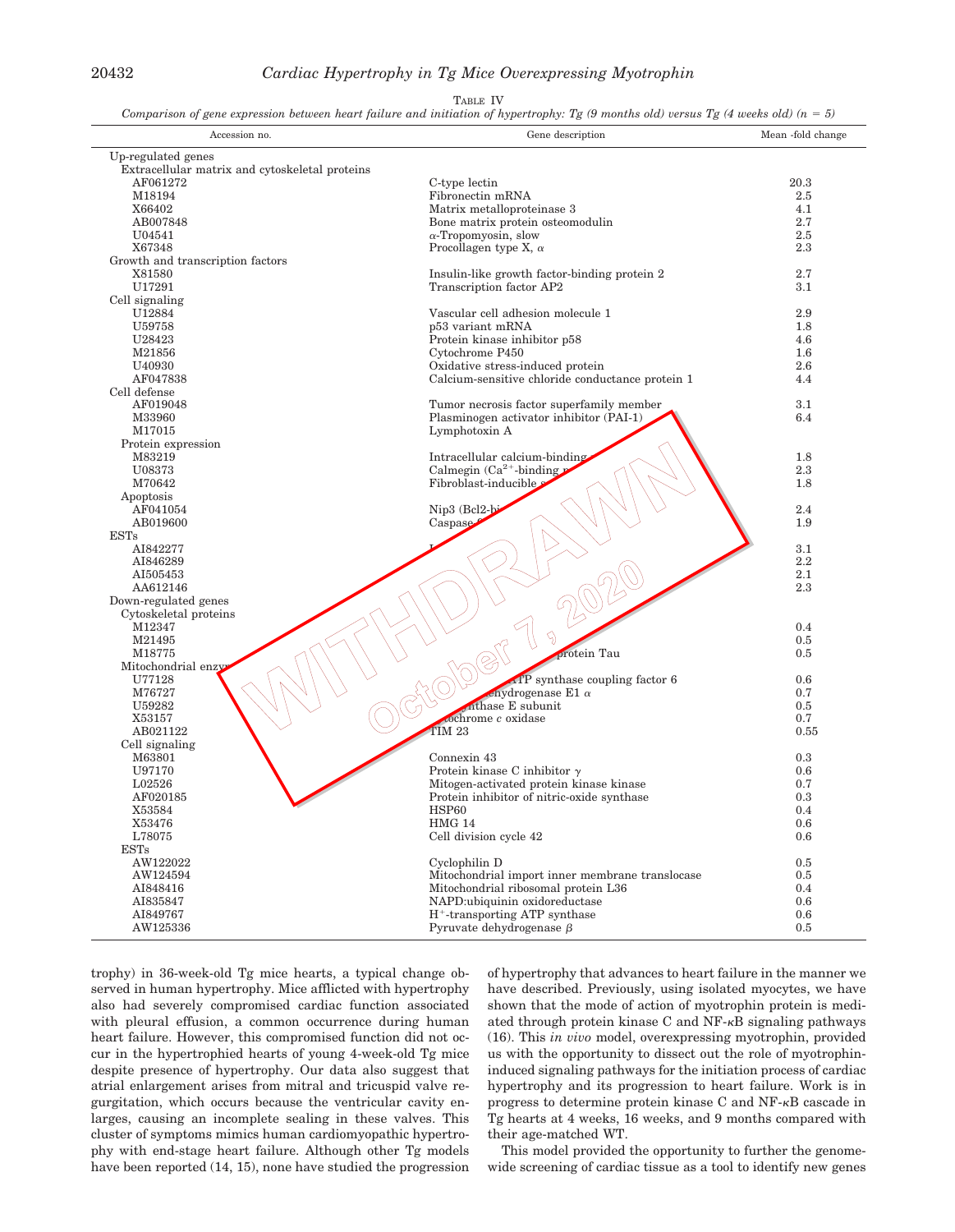TABLE IV

*Comparison of gene expression between heart failure and initiation of hypertrophy: Tg (9 months old) versus Tg (4 weeks old) (n = 5)*

| Accession no. | Gene description | Mean -fold change |
|---|---|---|
| Up-regulated genes | | |
| Extracellular matrix and cytoskeletal proteins | | |
| AF061272 | C-type lectin | 20.3 |
| M18194 | Fibronectin mRNA | 2.5 |
| X66402 | Matrix metalloproteinase 3 | 4.1 |
| AB007848 | Bone matrix protein osteomodulin | 2.7 |
| U04541 | α-Tropomyosin, slow | 2.5 |
| X67348 | Procollagen type X, α | 2.3 |
| Growth and transcription factors | | |
| X81580 | Insulin-like growth factor-binding protein 2 | 2.7 |
| U17291 | Transcription factor AP2 | 3.1 |
| Cell signaling | | |
| U12884 | Vascular cell adhesion molecule 1 | 2.9 |
| U59758 | p53 variant mRNA | 1.8 |
| U28423 | Protein kinase inhibitor p58 | 4.6 |
| M21856 | Cytochrome P450 | 1.6 |
| U40930 | Oxidative stress-induced protein | 2.6 |
| AF047838 | Calcium-sensitive chloride conductance protein 1 | 4.4 |
| Cell defense | | |
| AF019048 | Tumor necrosis factor superfamily member | 3.1 |
| M33960 | Plasminogen activator inhibitor (PAI-1) | 6.4 |
| M17015 | Lymphotoxin A | |
| Protein expression | | |
| M83219 | Intracellular calcium-binding | 1.8 |
| U08373 | Calmegin ($Ca^{2+}$-binding | 2.3 |
| M70642 | Fibroblast-inducible | 1.8 |
| Apoptosis | | |
| AF041054 | Nip3 (Bcl2-bi | 2.4 |
| AB019600 | Caspase | 1.9 |
| ESTs | | |
| AI842277 | | 3.1 |
| AI846289 | | 2.2 |
| AI505453 | | 2.1 |
| AA612146 | | 2.3 |
| Down-regulated genes | | |
| Cytoskeletal proteins | | |
| M12347 | | 0.4 |
| M21495 | | 0.5 |
| M18775 | protein Tau | 0.5 |
| Mitochondrial enzy | | |
| U77128 | ATP synthase coupling factor 6 | 0.6 |
| M76727 | ehydrogenase E1 α | 0.7 |
| U59282 | ynthase E subunit | 0.5 |
| X53157 | ytochrome *c* oxidase | 0.7 |
| AB021122 | TIM 23 | 0.55 |
| Cell signaling | | |
| M63801 | Connexin 43 | 0.3 |
| U97170 | Protein kinase C inhibitor γ | 0.6 |
| L02526 | Mitogen-activated protein kinase kinase | 0.7 |
| AF020185 | Protein inhibitor of nitric-oxide synthase | 0.3 |
| X53584 | HSP60 | 0.4 |
| X53476 | HMG 14 | 0.6 |
| L78075 | Cell division cycle 42 | 0.6 |
| ESTs | | |
| AW122022 | Cyclophilin D | 0.5 |
| AW124594 | Mitochondrial import inner membrane translocase | 0.5 |
| AI848416 | Mitochondrial ribosomal protein L36 | 0.4 |
| AI835847 | NAPD:ubiquinin oxidoreductase | 0.6 |
| AI849767 | $H^+$-transporting ATP synthase | 0.6 |
| AW125336 | Pyruvate dehydrogenase β | 0.5 |

WITHDRAWN October 7, 2020

trophy) in 36-week-old Tg mice hearts, a typical change observed in human hypertrophy. Mice afflicted with hypertrophy also had severely compromised cardiac function associated with pleural effusion, a common occurrence during human heart failure. However, this compromised function did not occur in the hypertrophied hearts of young 4-week-old Tg mice despite presence of hypertrophy. Our data also suggest that atrial enlargement arises from mitral and tricuspid valve regurgitation, which occurs because the ventricular cavity enlarges, causing an incomplete sealing in these valves. This cluster of symptoms mimics human cardiomyopathic hypertrophy with end-stage heart failure. Although other Tg models have been reported (14, 15), none have studied the progression of hypertrophy that advances to heart failure in the manner we have described. Previously, using isolated myocytes, we have shown that the mode of action of myotrophin protein is mediated through protein kinase C and NF-κB signaling pathways (16). This *in vivo* model, overexpressing myotrophin, provided us with the opportunity to dissect out the role of myotrophin-induced signaling pathways for the initiation process of cardiac hypertrophy and its progression to heart failure. Work is in progress to determine protein kinase C and NF-κB cascade in Tg hearts at 4 weeks, 16 weeks, and 9 months compared with their age-matched WT.

This model provided the opportunity to further the genome-wide screening of cardiac tissue as a tool to identify new genes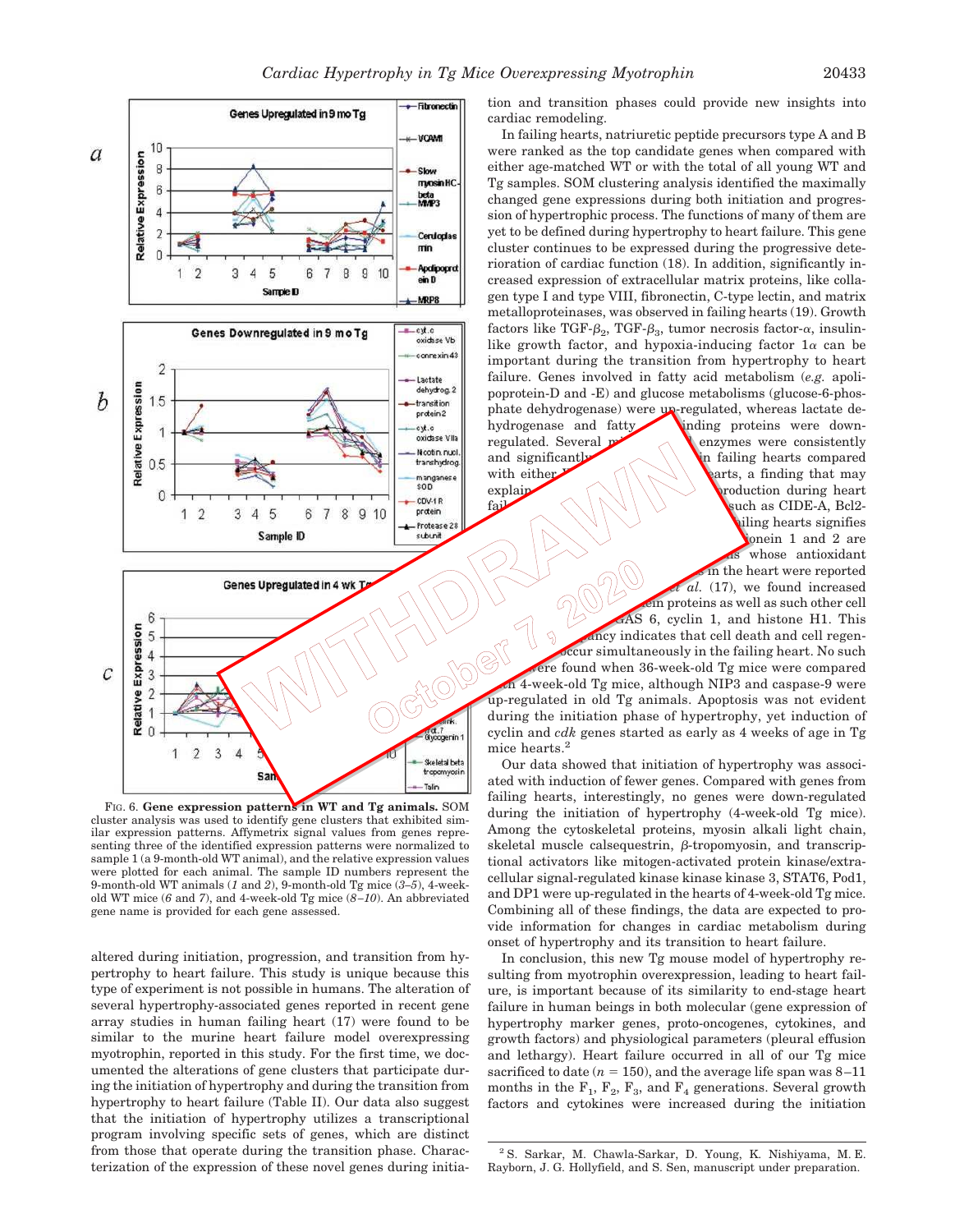FIG. 6. **Gene expression patterns in WT and Tg animals.** SOM cluster analysis was used to identify gene clusters that exhibited similar expression patterns. Affymetrix signal values from genes representing three of the identified expression patterns were normalized to sample 1 (a 9-month-old WT animal), and the relative expression values were plotted for each animal. The sample ID numbers represent the 9-month-old WT animals (*1* and *2*), 9-month-old Tg mice (*3–5*), 4-week-old WT mice (*6* and *7*), and 4-week-old Tg mice (*8–10*). An abbreviated gene name is provided for each gene assessed.

altered during initiation, progression, and transition from hypertrophy to heart failure. This study is unique because this type of experiment is not possible in humans. The alteration of several hypertrophy-associated genes reported in recent gene array studies in human failing heart (17) were found to be similar to the murine heart failure model overexpressing myotrophin, reported in this study. For the first time, we documented the alterations of gene clusters that participate during the initiation of hypertrophy and during the transition from hypertrophy to heart failure (Table II). Our data also suggest that the initiation of hypertrophy utilizes a transcriptional program involving specific sets of genes, which are distinct from those that operate during the transition phase. Characterization of the expression of these novel genes during initiation and transition phases could provide new insights into cardiac remodeling.

In failing hearts, natriuretic peptide precursors type A and B were ranked as the top candidate genes when compared with either age-matched WT or with the total of all young WT and Tg samples. SOM clustering analysis identified the maximally changed gene expressions during both initiation and progression of hypertrophic process. The functions of many of them are yet to be defined during hypertrophy to heart failure. This gene cluster continues to be expressed during the progressive deterioration of cardiac function (18). In addition, significantly increased expression of extracellular matrix proteins, like collagen type I and type VIII, fibronectin, C-type lectin, and matrix metalloproteinases, was observed in failing hearts (19). Growth factors like TGF-$\beta_2$, TGF-$\beta_3$, tumor necrosis factor-$\alpha$, insulin-like growth factor, and hypoxia-inducing factor $1\alpha$ can be important during the transition from hypertrophy to heart failure. Genes involved in fatty acid metabolism (*e.g.* apolipoprotein-D and -E) and glucose metabolisms (glucose-6-phosphate dehydrogenase) were up-regulated, whereas lactate dehydrogenase and fatty ... binding proteins were down-regulated. Several m... enzymes were consistently and significantly ... in failing hearts compared with either ... earts, a finding that may explain ... production during heart fail... such as CIDE-A, Bcl2- ... iling hearts signifies ... onein 1 and 2 are ... s whose antioxidant ... in the heart were reported ... *et al.* (17), we found increased ... in proteins as well as such other cell ... GAS 6, cyclin 1, and histone H1. This ... pancy indicates that cell death and cell regen... occur simultaneously in the failing heart. No such ... were found when 36-week-old Tg mice were compared ... 4-week-old Tg mice, although NIP3 and caspase-9 were up-regulated in old Tg animals. Apoptosis was not evident during the initiation phase of hypertrophy, yet induction of cyclin and *cdk* genes started as early as 4 weeks of age in Tg mice hearts.[2]

Our data showed that initiation of hypertrophy was associated with induction of fewer genes. Compared with genes from failing hearts, interestingly, no genes were down-regulated during the initiation of hypertrophy (4-week-old Tg mice). Among the cytoskeletal proteins, myosin alkali light chain, skeletal muscle calsequestrin, $\beta$-tropomyosin, and transcriptional activators like mitogen-activated protein kinase/extracellular signal-regulated kinase kinase kinase 3, STAT6, Pod1, and DP1 were up-regulated in the hearts of 4-week-old Tg mice. Combining all of these findings, the data are expected to provide information for changes in cardiac metabolism during onset of hypertrophy and its transition to heart failure.

In conclusion, this new Tg mouse model of hypertrophy resulting from myotrophin overexpression, leading to heart failure, is important because of its similarity to end-stage heart failure in human beings in both molecular (gene expression of hypertrophy marker genes, proto-oncogenes, cytokines, and growth factors) and physiological parameters (pleural effusion and lethargy). Heart failure occurred in all of our Tg mice sacrificed to date ($n = 150$), and the average life span was 8–11 months in the $F_1$, $F_2$, $F_3$, and $F_4$ generations. Several growth factors and cytokines were increased during the initiation

[2] S. Sarkar, M. Chawla-Sarkar, D. Young, K. Nishiyama, M. E. Rayborn, J. G. Hollyfield, and S. Sen, manuscript under preparation.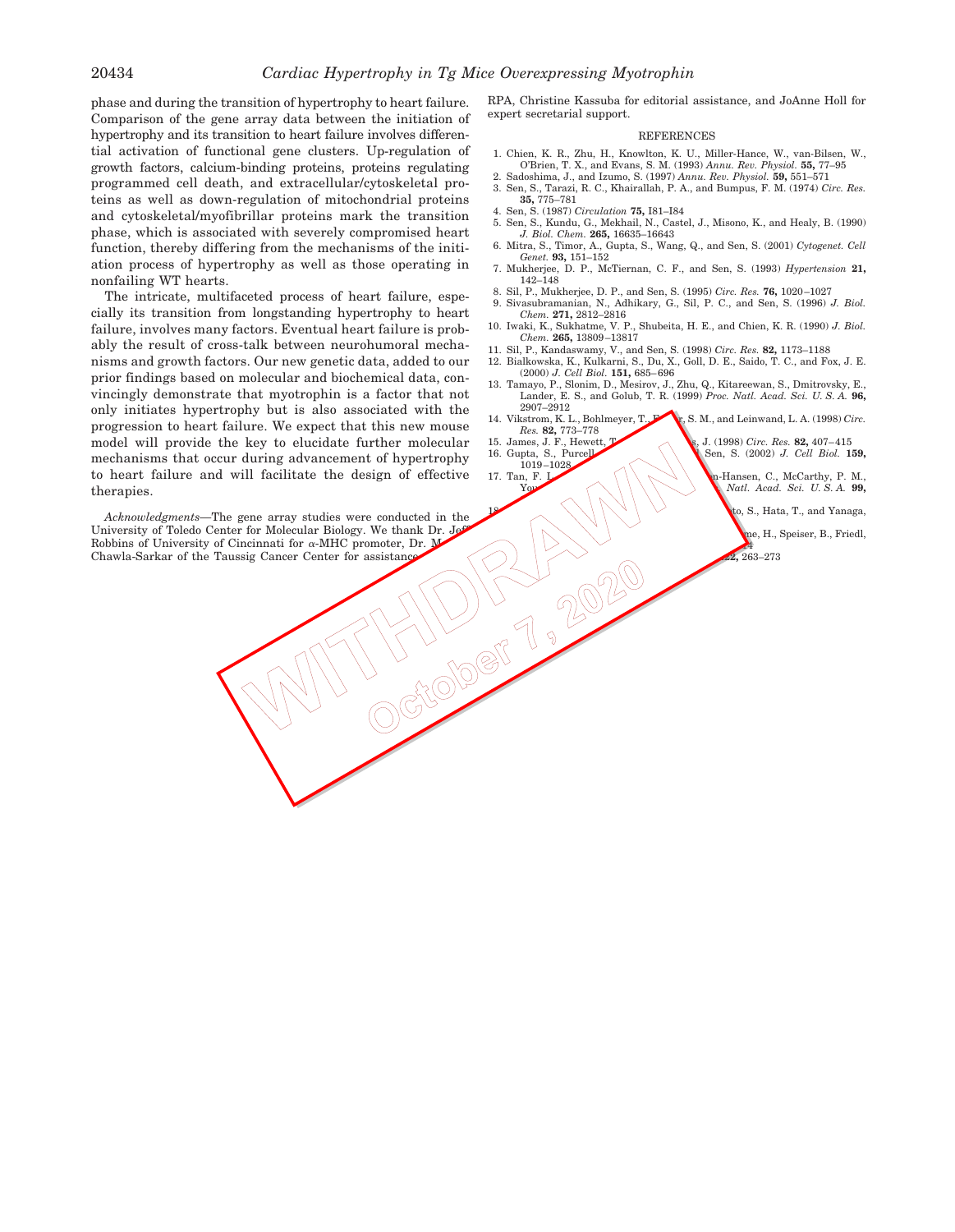phase and during the transition of hypertrophy to heart failure. Comparison of the gene array data between the initiation of hypertrophy and its transition to heart failure involves differential activation of functional gene clusters. Up-regulation of growth factors, calcium-binding proteins, proteins regulating programmed cell death, and extracellular/cytoskeletal proteins as well as down-regulation of mitochondrial proteins and cytoskeletal/myofibrillar proteins mark the transition phase, which is associated with severely compromised heart function, thereby differing from the mechanisms of the initiation process of hypertrophy as well as those operating in nonfailing WT hearts.

The intricate, multifaceted process of heart failure, especially its transition from longstanding hypertrophy to heart failure, involves many factors. Eventual heart failure is probably the result of cross-talk between neurohumoral mechanisms and growth factors. Our new genetic data, added to our prior findings based on molecular and biochemical data, convincingly demonstrate that myotrophin is a factor that not only initiates hypertrophy but is also associated with the progression to heart failure. We expect that this new mouse model will provide the key to elucidate further molecular mechanisms that occur during advancement of hypertrophy to heart failure and will facilitate the design of effective therapies.

*Acknowledgments*—The gene array studies were conducted in the University of Toledo Center for Molecular Biology. We thank Dr. Jeff Robbins of University of Cincinnati for α-MHC promoter, Dr. M Chawla-Sarkar of the Taussig Cancer Center for assistance RPA, Christine Kassuba for editorial assistance, and JoAnne Holl for expert secretarial support.

WITHDRAWN October 7, 2020

## REFERENCES

1. Chien, K. R., Zhu, H., Knowlton, K. U., Miller-Hance, W., van-Bilsen, W., O'Brien, T. X., and Evans, S. M. (1993) *Annu. Rev. Physiol.* **55,** 77–95
2. Sadoshima, J., and Izumo, S. (1997) *Annu. Rev. Physiol.* **59,** 551–571
3. Sen, S., Tarazi, R. C., Khairallah, P. A., and Bumpus, F. M. (1974) *Circ. Res.* **35,** 775–781
4. Sen, S. (1987) *Circulation* **75,** I81–I84
5. Sen, S., Kundu, G., Mekhail, N., Castel, J., Misono, K., and Healy, B. (1990) *J. Biol. Chem.* **265,** 16635–16643
6. Mitra, S., Timor, A., Gupta, S., Wang, Q., and Sen, S. (2001) *Cytogenet. Cell Genet.* **93,** 151–152
7. Mukherjee, D. P., McTiernan, C. F., and Sen, S. (1993) *Hypertension* **21,** 142–148
8. Sil, P., Mukherjee, D. P., and Sen, S. (1995) *Circ. Res.* **76,** 1020–1027
9. Sivasubramanian, N., Adhikary, G., Sil, P. C., and Sen, S. (1996) *J. Biol. Chem.* **271,** 2812–2816
10. Iwaki, K., Sukhatme, V. P., Shubeita, H. E., and Chien, K. R. (1990) *J. Biol. Chem.* **265,** 13809–13817
11. Sil, P., Kandaswamy, V., and Sen, S. (1998) *Circ. Res.* **82,** 1173–1188
12. Bialkowska, K., Kulkarni, S., Du, X., Goll, D. E., Saido, T. C., and Fox, J. E. (2000) *J. Cell Biol.* **151,** 685–696
13. Tamayo, P., Slonim, D., Mesirov, J., Zhu, Q., Kitareewan, S., Dmitrovsky, E., Lander, E. S., and Golub, T. R. (1999) *Proc. Natl. Acad. Sci. U. S. A.* **96,** 2907–2912
14. Vikstrom, K. L., Bohlmeyer, T., F...r, S. M., and Leinwand, L. A. (1998) *Circ. Res.* **82,** 773–778
15. James, J. F., Hewett, T. ...s, J. (1998) *Circ. Res.* **82,** 407–415
16. Gupta, S., Purcell ... Sen, S. (2002) *J. Cell Biol.* **159,** 1019–1028
17. Tan, F. L. ...n-Hansen, C., McCarthy, P. M., You... *Natl. Acad. Sci. U. S. A.* **99,** ...
18. ...to, S., Hata, T., and Yanaga, ...
19. ...me, H., Speiser, B., Friedl, ...4
20. ...**22,** 263–273